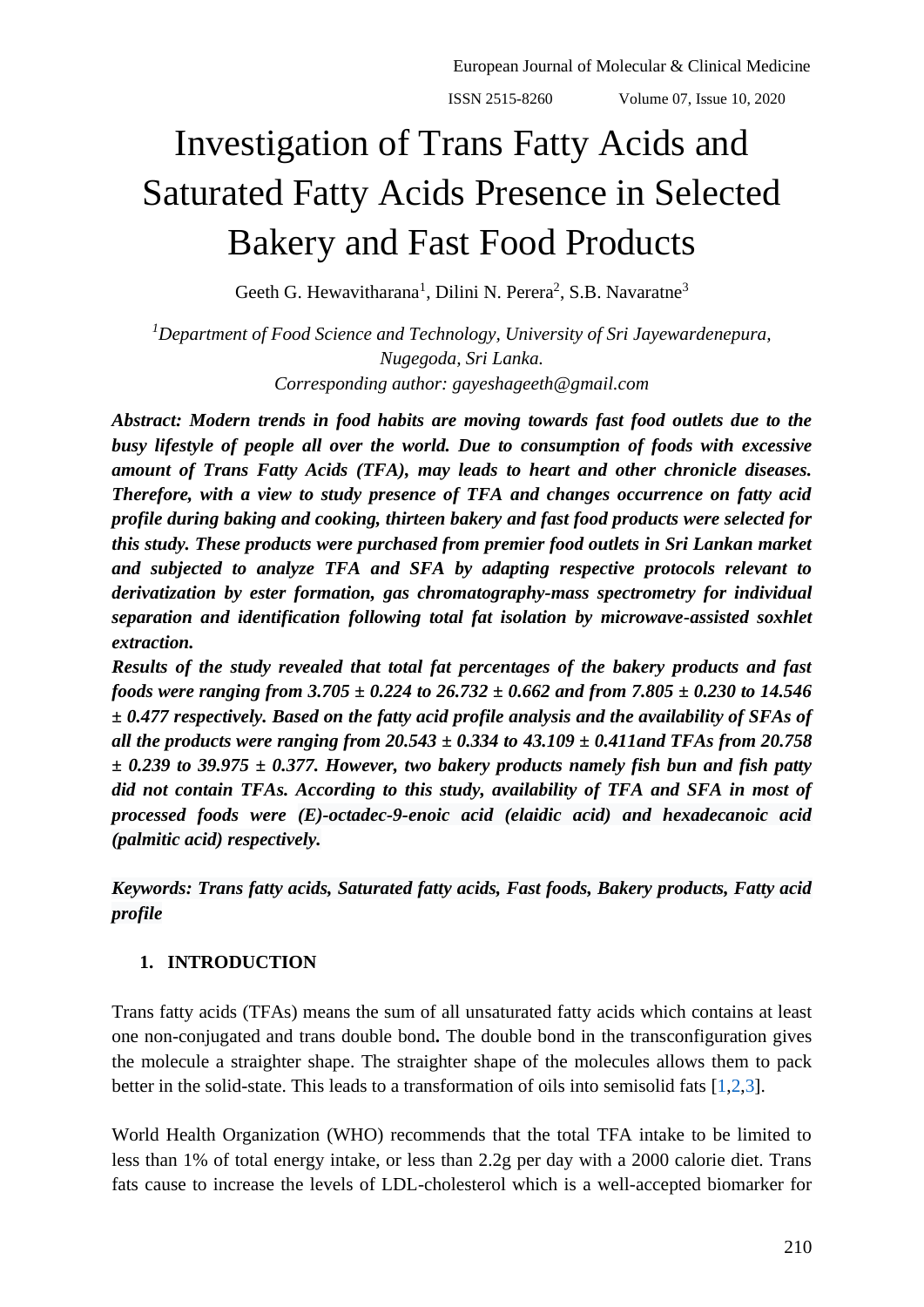# Investigation of Trans Fatty Acids and Saturated Fatty Acids Presence in Selected Bakery and Fast Food Products

Geeth G. Hewavitharana[1], Dilini N. Perera[2], S.B. Navaratne[3]

*[1]Department of Food Science and Technology, University of Sri Jayewardenepura, Nugegoda, Sri Lanka.*
*Corresponding author: gayeshageeth@gmail.com*

***Abstract: Modern trends in food habits are moving towards fast food outlets due to the busy lifestyle of people all over the world. Due to consumption of foods with excessive amount of Trans Fatty Acids (TFA), may leads to heart and other chronicle diseases. Therefore, with a view to study presence of TFA and changes occurrence on fatty acid profile during baking and cooking, thirteen bakery and fast food products were selected for this study. These products were purchased from premier food outlets in Sri Lankan market and subjected to analyze TFA and SFA by adapting respective protocols relevant to derivatization by ester formation, gas chromatography-mass spectrometry for individual separation and identification following total fat isolation by microwave-assisted soxhlet extraction.***

***Results of the study revealed that total fat percentages of the bakery products and fast foods were ranging from 3.705 ± 0.224 to 26.732 ± 0.662 and from 7.805 ± 0.230 to 14.546 ± 0.477 respectively. Based on the fatty acid profile analysis and the availability of SFAs of all the products were ranging from 20.543 ± 0.334 to 43.109 ± 0.411and TFAs from 20.758 ± 0.239 to 39.975 ± 0.377. However, two bakery products namely fish bun and fish patty did not contain TFAs. According to this study, availability of TFA and SFA in most of processed foods were (E)-octadec-9-enoic acid (elaidic acid) and hexadecanoic acid (palmitic acid) respectively.***

***Keywords: Trans fatty acids, Saturated fatty acids, Fast foods, Bakery products, Fatty acid profile***

## 1. INTRODUCTION

Trans fatty acids (TFAs) means the sum of all unsaturated fatty acids which contains at least one non-conjugated and trans double bond**.** The double bond in the transconfiguration gives the molecule a straighter shape. The straighter shape of the molecules allows them to pack better in the solid-state. This leads to a transformation of oils into semisolid fats [1,2,3].

World Health Organization (WHO) recommends that the total TFA intake to be limited to less than 1% of total energy intake, or less than 2.2g per day with a 2000 calorie diet. Trans fats cause to increase the levels of LDL-cholesterol which is a well-accepted biomarker for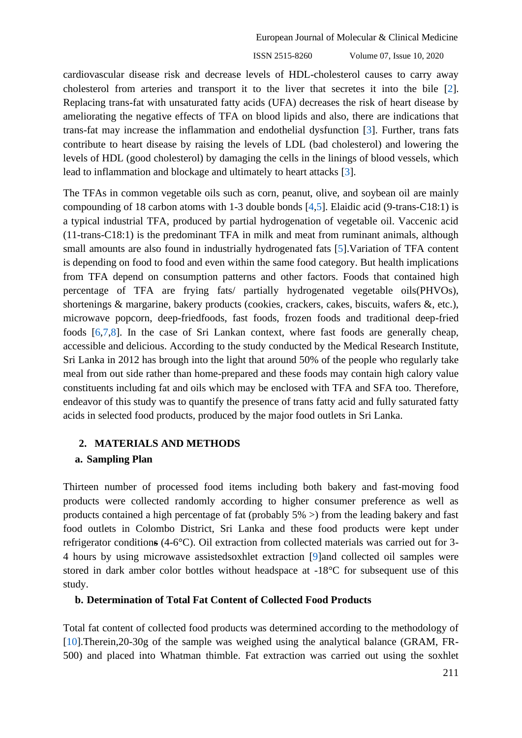cardiovascular disease risk and decrease levels of HDL-cholesterol causes to carry away cholesterol from arteries and transport it to the liver that secretes it into the bile [2]. Replacing trans-fat with unsaturated fatty acids (UFA) decreases the risk of heart disease by ameliorating the negative effects of TFA on blood lipids and also, there are indications that trans-fat may increase the inflammation and endothelial dysfunction [3]. Further, trans fats contribute to heart disease by raising the levels of LDL (bad cholesterol) and lowering the levels of HDL (good cholesterol) by damaging the cells in the linings of blood vessels, which lead to inflammation and blockage and ultimately to heart attacks [3].

The TFAs in common vegetable oils such as corn, peanut, olive, and soybean oil are mainly compounding of 18 carbon atoms with 1-3 double bonds [4,5]. Elaidic acid (9-trans-C18:1) is a typical industrial TFA, produced by partial hydrogenation of vegetable oil. Vaccenic acid (11-trans-C18:1) is the predominant TFA in milk and meat from ruminant animals, although small amounts are also found in industrially hydrogenated fats [5].Variation of TFA content is depending on food to food and even within the same food category. But health implications from TFA depend on consumption patterns and other factors. Foods that contained high percentage of TFA are frying fats/ partially hydrogenated vegetable oils(PHVOs), shortenings & margarine, bakery products (cookies, crackers, cakes, biscuits, wafers &, etc.), microwave popcorn, deep-friedfoods, fast foods, frozen foods and traditional deep-fried foods [6,7,8]. In the case of Sri Lankan context, where fast foods are generally cheap, accessible and delicious. According to the study conducted by the Medical Research Institute, Sri Lanka in 2012 has brough into the light that around 50% of the people who regularly take meal from out side rather than home-prepared and these foods may contain high calory value constituents including fat and oils which may be enclosed with TFA and SFA too. Therefore, endeavor of this study was to quantify the presence of trans fatty acid and fully saturated fatty acids in selected food products, produced by the major food outlets in Sri Lanka.

## 2. MATERIALS AND METHODS

### a. Sampling Plan

Thirteen number of processed food items including both bakery and fast-moving food products were collected randomly according to higher consumer preference as well as products contained a high percentage of fat (probably 5% >) from the leading bakery and fast food outlets in Colombo District, Sri Lanka and these food products were kept under refrigerator conditions (4-6°C). Oil extraction from collected materials was carried out for 3-4 hours by using microwave assistedsoxhlet extraction [9]and collected oil samples were stored in dark amber color bottles without headspace at -18°C for subsequent use of this study.

### b. Determination of Total Fat Content of Collected Food Products

Total fat content of collected food products was determined according to the methodology of [10].Therein,20-30g of the sample was weighed using the analytical balance (GRAM, FR-500) and placed into Whatman thimble. Fat extraction was carried out using the soxhlet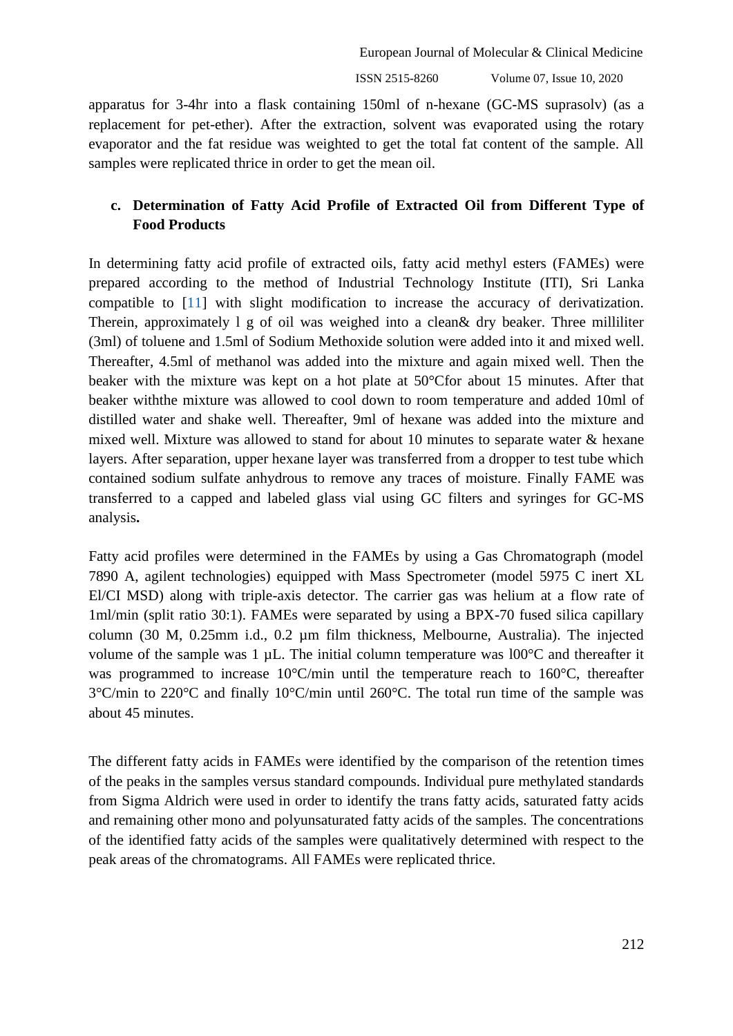apparatus for 3-4hr into a flask containing 150ml of n-hexane (GC-MS suprasolv) (as a replacement for pet-ether). After the extraction, solvent was evaporated using the rotary evaporator and the fat residue was weighted to get the total fat content of the sample. All samples were replicated thrice in order to get the mean oil.

### c. Determination of Fatty Acid Profile of Extracted Oil from Different Type of Food Products

In determining fatty acid profile of extracted oils, fatty acid methyl esters (FAMEs) were prepared according to the method of Industrial Technology Institute (ITI), Sri Lanka compatible to [11] with slight modification to increase the accuracy of derivatization. Therein, approximately l g of oil was weighed into a clean& dry beaker. Three milliliter (3ml) of toluene and 1.5ml of Sodium Methoxide solution were added into it and mixed well. Thereafter, 4.5ml of methanol was added into the mixture and again mixed well. Then the beaker with the mixture was kept on a hot plate at 50°Cfor about 15 minutes. After that beaker withthe mixture was allowed to cool down to room temperature and added 10ml of distilled water and shake well. Thereafter, 9ml of hexane was added into the mixture and mixed well. Mixture was allowed to stand for about 10 minutes to separate water & hexane layers. After separation, upper hexane layer was transferred from a dropper to test tube which contained sodium sulfate anhydrous to remove any traces of moisture. Finally FAME was transferred to a capped and labeled glass vial using GC filters and syringes for GC-MS analysis**.**

Fatty acid profiles were determined in the FAMEs by using a Gas Chromatograph (model 7890 A, agilent technologies) equipped with Mass Spectrometer (model 5975 C inert XL El/CI MSD) along with triple-axis detector. The carrier gas was helium at a flow rate of 1ml/min (split ratio 30:1). FAMEs were separated by using a BPX-70 fused silica capillary column (30 M, 0.25mm i.d., 0.2 µm film thickness, Melbourne, Australia). The injected volume of the sample was 1 µL. The initial column temperature was l00°C and thereafter it was programmed to increase 10°C/min until the temperature reach to 160°C, thereafter 3°C/min to 220°C and finally 10°C/min until 260°C. The total run time of the sample was about 45 minutes.

The different fatty acids in FAMEs were identified by the comparison of the retention times of the peaks in the samples versus standard compounds. Individual pure methylated standards from Sigma Aldrich were used in order to identify the trans fatty acids, saturated fatty acids and remaining other mono and polyunsaturated fatty acids of the samples. The concentrations of the identified fatty acids of the samples were qualitatively determined with respect to the peak areas of the chromatograms. All FAMEs were replicated thrice.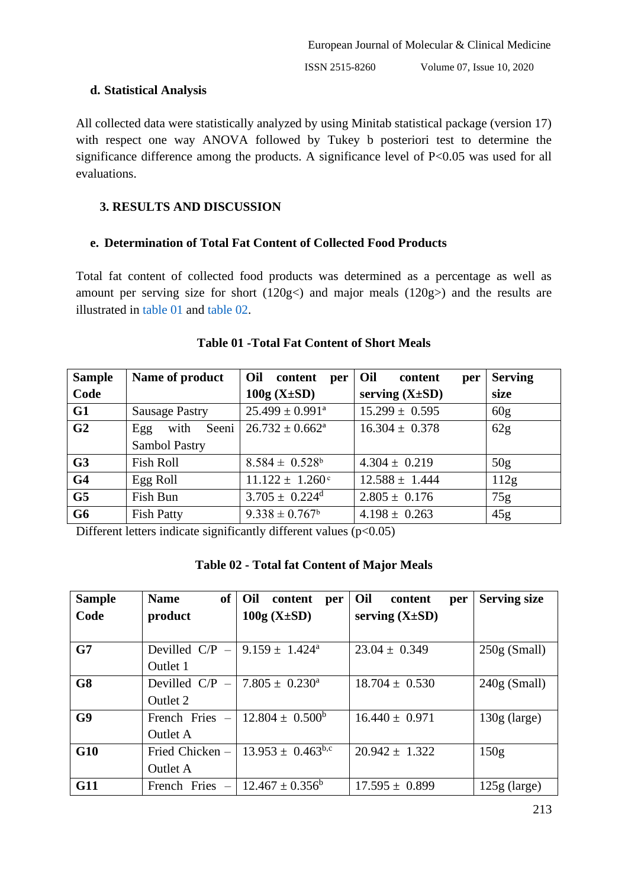#### d. Statistical Analysis

All collected data were statistically analyzed by using Minitab statistical package (version 17) with respect one way ANOVA followed by Tukey b posteriori test to determine the significance difference among the products. A significance level of $P<0.05$ was used for all evaluations.

### 3. RESULTS AND DISCUSSION

#### e. Determination of Total Fat Content of Collected Food Products

Total fat content of collected food products was determined as a percentage as well as amount per serving size for short (120g<) and major meals (120g>) and the results are illustrated in table 01 and table 02.

**Table 01 -Total Fat Content of Short Meals**

| Sample Code | Name of product | Oil content per 100g (X±SD) | Oil content per serving (X±SD) | Serving size |
|---|---|---|---|---|
| **G1** | Sausage Pastry | $25.499 \pm 0.991^{a}$ | $15.299 \pm 0.595$ | 60g |
| **G2** | Egg with Seeni Sambol Pastry | $26.732 \pm 0.662^{a}$ | $16.304 \pm 0.378$ | 62g |
| **G3** | Fish Roll | $8.584 \pm 0.528^{b}$ | $4.304 \pm 0.219$ | 50g |
| **G4** | Egg Roll | $11.122 \pm 1.260^{c}$ | $12.588 \pm 1.444$ | 112g |
| **G5** | Fish Bun | $3.705 \pm 0.224^{d}$ | $2.805 \pm 0.176$ | 75g |
| **G6** | Fish Patty | $9.338 \pm 0.767^{b}$ | $4.198 \pm 0.263$ | 45g |

Different letters indicate significantly different values ($p<0.05$)

**Table 02 - Total fat Content of Major Meals**

| Sample Code | Name of product | Oil content per 100g (X±SD) | Oil content per serving (X±SD) | Serving size |
|---|---|---|---|---|
| **G7** | Devilled C/P – Outlet 1 | $9.159 \pm 1.424^{a}$ | $23.04 \pm 0.349$ | 250g (Small) |
| **G8** | Devilled C/P – Outlet 2 | $7.805 \pm 0.230^{a}$ | $18.704 \pm 0.530$ | 240g (Small) |
| **G9** | French Fries – Outlet A | $12.804 \pm 0.500^{b}$ | $16.440 \pm 0.971$ | 130g (large) |
| **G10** | Fried Chicken – Outlet A | $13.953 \pm 0.463^{b,c}$ | $20.942 \pm 1.322$ | 150g |
| **G11** | French Fries – | $12.467 \pm 0.356^{b}$ | $17.595 \pm 0.899$ | 125g (large) |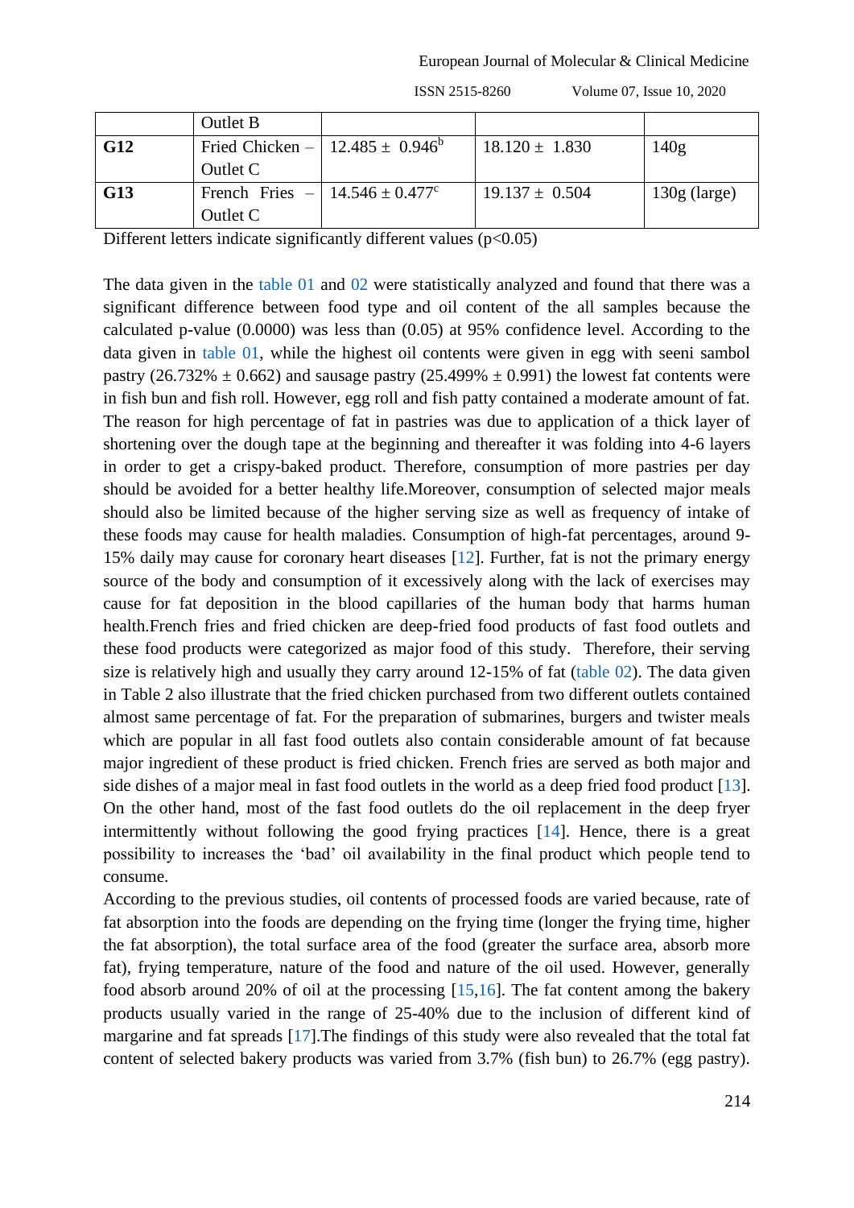|  | Outlet B |  |  |  |
|---|---|---|---|---|
| **G12** | Fried Chicken – Outlet C | 12.485 ± 0.946[b] | 18.120 ± 1.830 | 140g |
| **G13** | French Fries – Outlet C | 14.546 ± 0.477[c] | 19.137 ± 0.504 | 130g (large) |

Different letters indicate significantly different values ($p<0.05$)

The data given in the table 01 and 02 were statistically analyzed and found that there was a significant difference between food type and oil content of the all samples because the calculated p-value (0.0000) was less than (0.05) at 95% confidence level. According to the data given in table 01, while the highest oil contents were given in egg with seeni sambol pastry (26.732% ± 0.662) and sausage pastry (25.499% ± 0.991) the lowest fat contents were in fish bun and fish roll. However, egg roll and fish patty contained a moderate amount of fat. The reason for high percentage of fat in pastries was due to application of a thick layer of shortening over the dough tape at the beginning and thereafter it was folding into 4-6 layers in order to get a crispy-baked product. Therefore, consumption of more pastries per day should be avoided for a better healthy life.Moreover, consumption of selected major meals should also be limited because of the higher serving size as well as frequency of intake of these foods may cause for health maladies. Consumption of high-fat percentages, around 9-15% daily may cause for coronary heart diseases [12]. Further, fat is not the primary energy source of the body and consumption of it excessively along with the lack of exercises may cause for fat deposition in the blood capillaries of the human body that harms human health.French fries and fried chicken are deep-fried food products of fast food outlets and these food products were categorized as major food of this study. Therefore, their serving size is relatively high and usually they carry around 12-15% of fat (table 02). The data given in Table 2 also illustrate that the fried chicken purchased from two different outlets contained almost same percentage of fat. For the preparation of submarines, burgers and twister meals which are popular in all fast food outlets also contain considerable amount of fat because major ingredient of these product is fried chicken. French fries are served as both major and side dishes of a major meal in fast food outlets in the world as a deep fried food product [13]. On the other hand, most of the fast food outlets do the oil replacement in the deep fryer intermittently without following the good frying practices [14]. Hence, there is a great possibility to increases the 'bad' oil availability in the final product which people tend to consume.

According to the previous studies, oil contents of processed foods are varied because, rate of fat absorption into the foods are depending on the frying time (longer the frying time, higher the fat absorption), the total surface area of the food (greater the surface area, absorb more fat), frying temperature, nature of the food and nature of the oil used. However, generally food absorb around 20% of oil at the processing [15,16]. The fat content among the bakery products usually varied in the range of 25-40% due to the inclusion of different kind of margarine and fat spreads [17].The findings of this study were also revealed that the total fat content of selected bakery products was varied from 3.7% (fish bun) to 26.7% (egg pastry).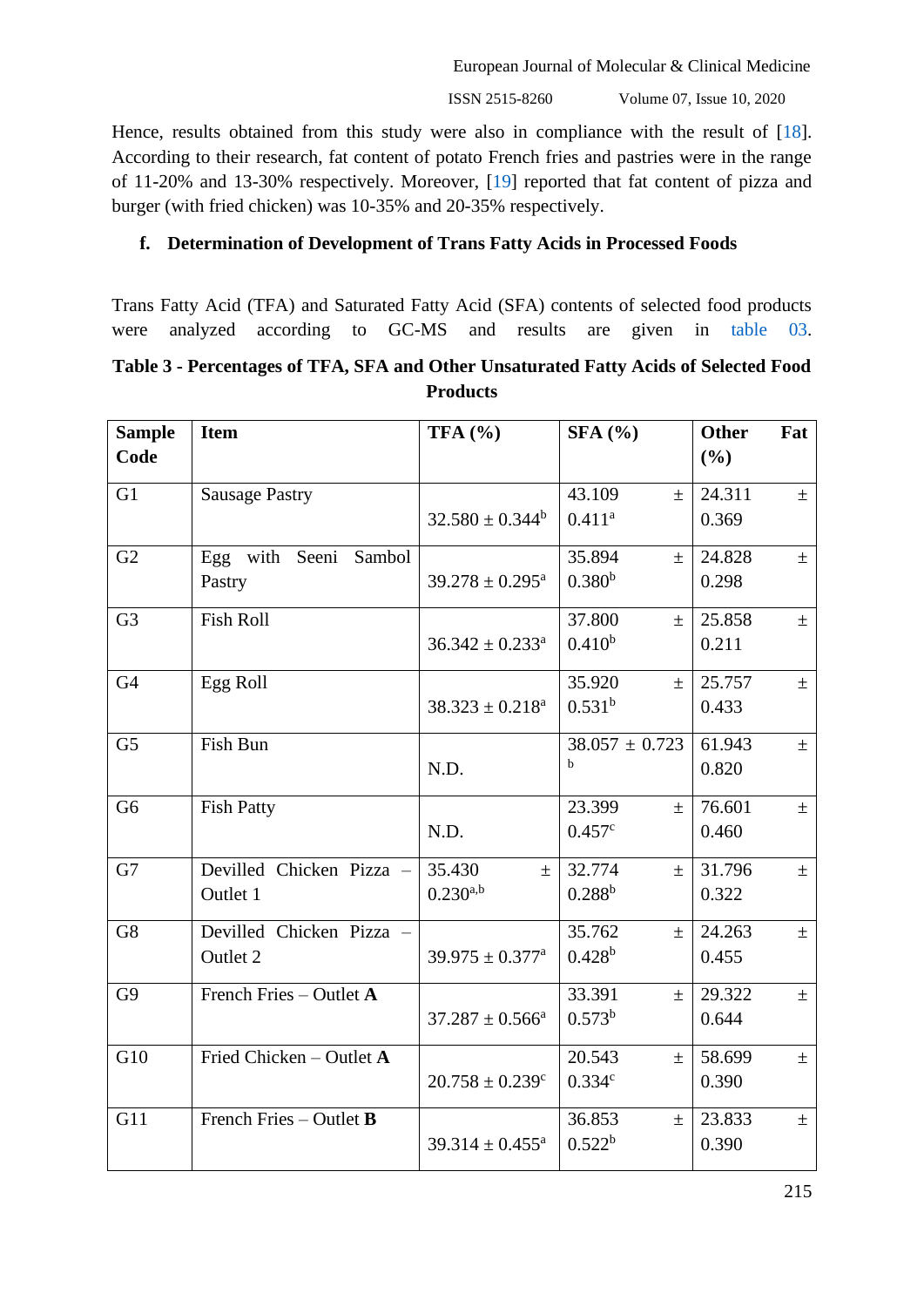Hence, results obtained from this study were also in compliance with the result of [18]. According to their research, fat content of potato French fries and pastries were in the range of 11-20% and 13-30% respectively. Moreover, [19] reported that fat content of pizza and burger (with fried chicken) was 10-35% and 20-35% respectively.

### f. Determination of Development of Trans Fatty Acids in Processed Foods

Trans Fatty Acid (TFA) and Saturated Fatty Acid (SFA) contents of selected food products were analyzed according to GC-MS and results are given in table 03.

**Table 3 - Percentages of TFA, SFA and Other Unsaturated Fatty Acids of Selected Food Products**

| Sample Code | Item | TFA (%) | SFA (%) | Other Fat (%) |
|---|---|---|---|---|
| G1 | Sausage Pastry | $32.580 \pm 0.344^{b}$ | $43.109 \pm 0.411^{a}$ | $24.311 \pm 0.369$ |
| G2 | Egg with Seeni Sambol Pastry | $39.278 \pm 0.295^{a}$ | $35.894 \pm 0.380^{b}$ | $24.828 \pm 0.298$ |
| G3 | Fish Roll | $36.342 \pm 0.233^{a}$ | $37.800 \pm 0.410^{b}$ | $25.858 \pm 0.211$ |
| G4 | Egg Roll | $38.323 \pm 0.218^{a}$ | $35.920 \pm 0.531^{b}$ | $25.757 \pm 0.433$ |
| G5 | Fish Bun | N.D. | $38.057 \pm 0.723^{b}$ | $61.943 \pm 0.820$ |
| G6 | Fish Patty | N.D. | $23.399 \pm 0.457^{c}$ | $76.601 \pm 0.460$ |
| G7 | Devilled Chicken Pizza – Outlet 1 | $35.430 \pm 0.230^{a,b}$ | $32.774 \pm 0.288^{b}$ | $31.796 \pm 0.322$ |
| G8 | Devilled Chicken Pizza – Outlet 2 | $39.975 \pm 0.377^{a}$ | $35.762 \pm 0.428^{b}$ | $24.263 \pm 0.455$ |
| G9 | French Fries – Outlet **A** | $37.287 \pm 0.566^{a}$ | $33.391 \pm 0.573^{b}$ | $29.322 \pm 0.644$ |
| G10 | Fried Chicken – Outlet **A** | $20.758 \pm 0.239^{c}$ | $20.543 \pm 0.334^{c}$ | $58.699 \pm 0.390$ |
| G11 | French Fries – Outlet **B** | $39.314 \pm 0.455^{a}$ | $36.853 \pm 0.522^{b}$ | $23.833 \pm 0.390$ |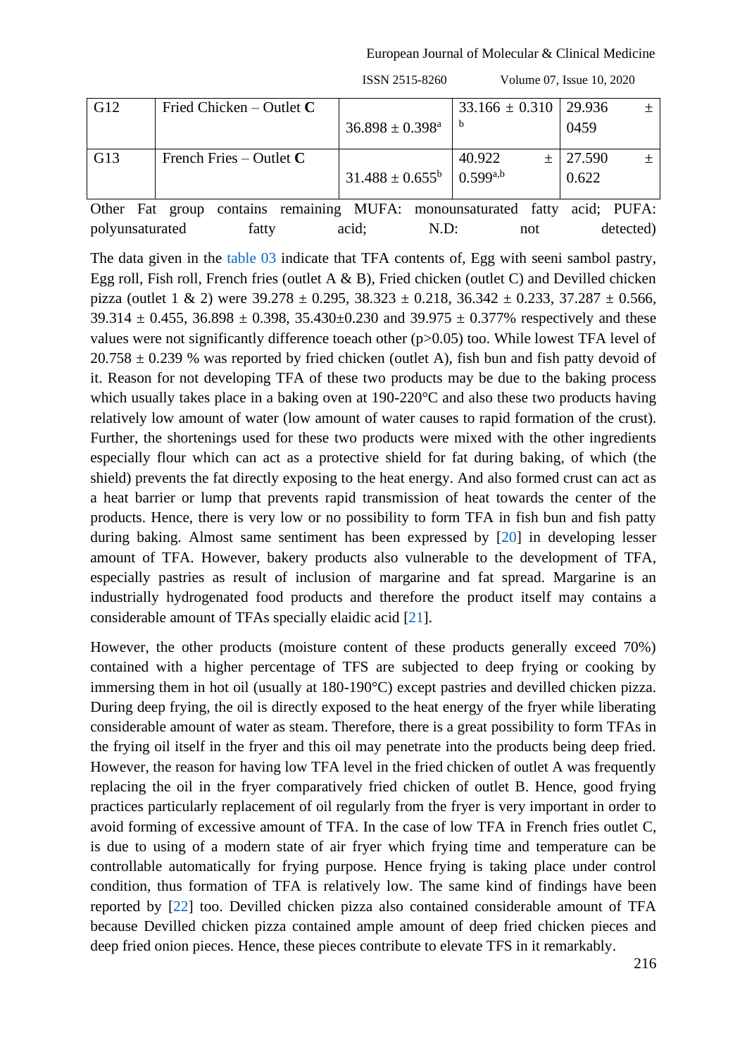| G12 | Fried Chicken – Outlet **C** | 36.898 ± 0.398$^{a}$ | 33.166 ± 0.310$^{b}$ | 29.936 ± 0459 |
|---|---|---|---|---|
| G13 | French Fries – Outlet **C** | 31.488 ± 0.655$^{b}$ | 40.922 ± 0.599$^{a,b}$ | 27.590 ± 0.622 |

Other Fat group contains remaining MUFA: monounsaturated fatty acid; PUFA: polyunsaturated fatty acid; N.D: not detected)

The data given in the table 03 indicate that TFA contents of, Egg with seeni sambol pastry, Egg roll, Fish roll, French fries (outlet A & B), Fried chicken (outlet C) and Devilled chicken pizza (outlet 1 & 2) were 39.278 ± 0.295, 38.323 ± 0.218, 36.342 ± 0.233, 37.287 ± 0.566, 39.314 ± 0.455, 36.898 ± 0.398, 35.430±0.230 and 39.975 ± 0.377% respectively and these values were not significantly difference toeach other (p>0.05) too. While lowest TFA level of 20.758 ± 0.239 % was reported by fried chicken (outlet A), fish bun and fish patty devoid of it. Reason for not developing TFA of these two products may be due to the baking process which usually takes place in a baking oven at 190-220°C and also these two products having relatively low amount of water (low amount of water causes to rapid formation of the crust). Further, the shortenings used for these two products were mixed with the other ingredients especially flour which can act as a protective shield for fat during baking, of which (the shield) prevents the fat directly exposing to the heat energy. And also formed crust can act as a heat barrier or lump that prevents rapid transmission of heat towards the center of the products. Hence, there is very low or no possibility to form TFA in fish bun and fish patty during baking. Almost same sentiment has been expressed by [20] in developing lesser amount of TFA. However, bakery products also vulnerable to the development of TFA, especially pastries as result of inclusion of margarine and fat spread. Margarine is an industrially hydrogenated food products and therefore the product itself may contains a considerable amount of TFAs specially elaidic acid [21].

However, the other products (moisture content of these products generally exceed 70%) contained with a higher percentage of TFS are subjected to deep frying or cooking by immersing them in hot oil (usually at 180-190°C) except pastries and devilled chicken pizza. During deep frying, the oil is directly exposed to the heat energy of the fryer while liberating considerable amount of water as steam. Therefore, there is a great possibility to form TFAs in the frying oil itself in the fryer and this oil may penetrate into the products being deep fried. However, the reason for having low TFA level in the fried chicken of outlet A was frequently replacing the oil in the fryer comparatively fried chicken of outlet B. Hence, good frying practices particularly replacement of oil regularly from the fryer is very important in order to avoid forming of excessive amount of TFA. In the case of low TFA in French fries outlet C, is due to using of a modern state of air fryer which frying time and temperature can be controllable automatically for frying purpose. Hence frying is taking place under control condition, thus formation of TFA is relatively low. The same kind of findings have been reported by [22] too. Devilled chicken pizza also contained considerable amount of TFA because Devilled chicken pizza contained ample amount of deep fried chicken pieces and deep fried onion pieces. Hence, these pieces contribute to elevate TFS in it remarkably.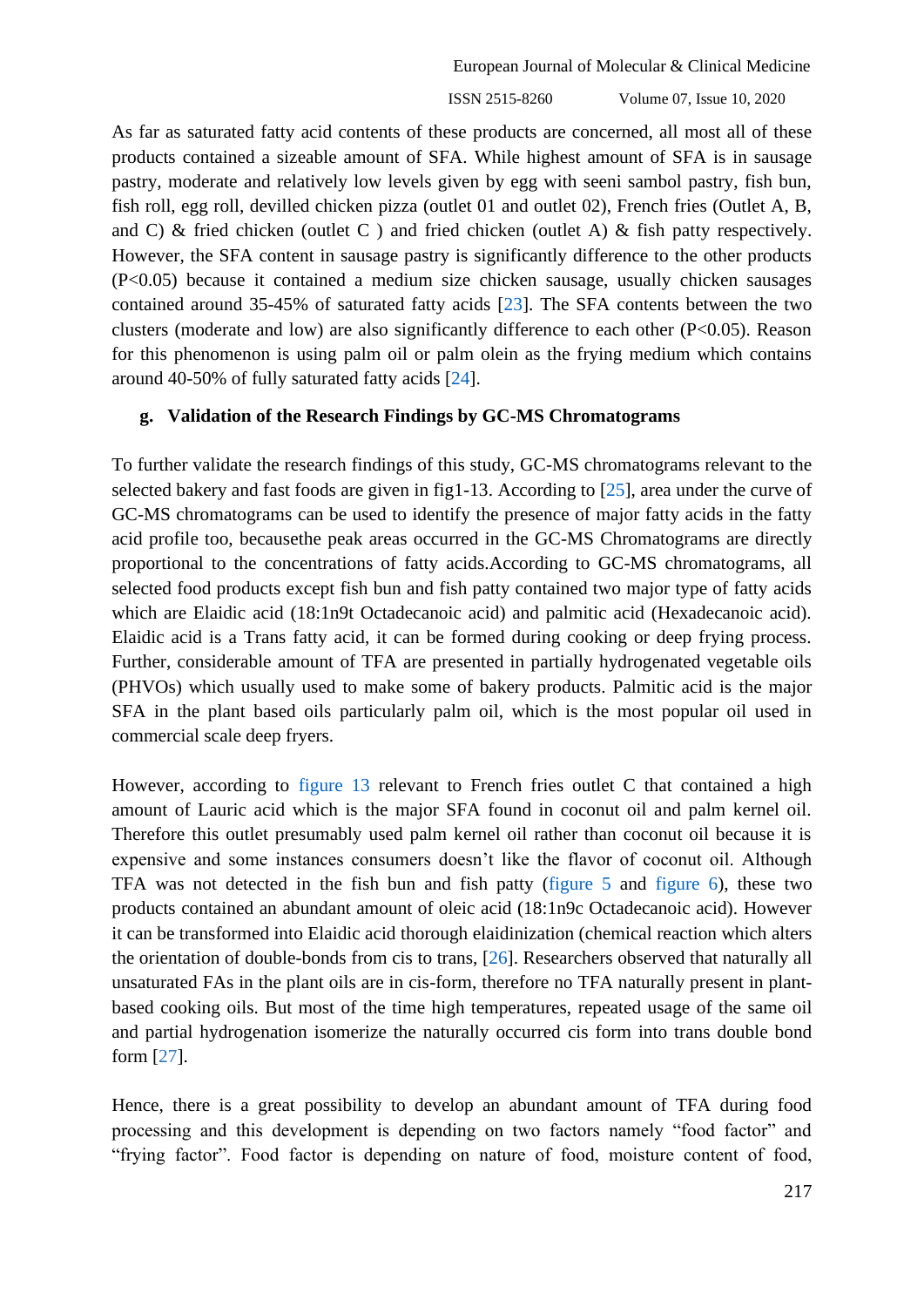As far as saturated fatty acid contents of these products are concerned, all most all of these products contained a sizeable amount of SFA. While highest amount of SFA is in sausage pastry, moderate and relatively low levels given by egg with seeni sambol pastry, fish bun, fish roll, egg roll, devilled chicken pizza (outlet 01 and outlet 02), French fries (Outlet A, B, and C) & fried chicken (outlet C ) and fried chicken (outlet A) & fish patty respectively. However, the SFA content in sausage pastry is significantly difference to the other products ($P<0.05$) because it contained a medium size chicken sausage, usually chicken sausages contained around 35-45% of saturated fatty acids [23]. The SFA contents between the two clusters (moderate and low) are also significantly difference to each other ($P<0.05$). Reason for this phenomenon is using palm oil or palm olein as the frying medium which contains around 40-50% of fully saturated fatty acids [24].

### g. Validation of the Research Findings by GC-MS Chromatograms

To further validate the research findings of this study, GC-MS chromatograms relevant to the selected bakery and fast foods are given in fig1-13. According to [25], area under the curve of GC-MS chromatograms can be used to identify the presence of major fatty acids in the fatty acid profile too, becausethe peak areas occurred in the GC-MS Chromatograms are directly proportional to the concentrations of fatty acids.According to GC-MS chromatograms, all selected food products except fish bun and fish patty contained two major type of fatty acids which are Elaidic acid (18:1n9t Octadecanoic acid) and palmitic acid (Hexadecanoic acid). Elaidic acid is a Trans fatty acid, it can be formed during cooking or deep frying process. Further, considerable amount of TFA are presented in partially hydrogenated vegetable oils (PHVOs) which usually used to make some of bakery products. Palmitic acid is the major SFA in the plant based oils particularly palm oil, which is the most popular oil used in commercial scale deep fryers.

However, according to figure 13 relevant to French fries outlet C that contained a high amount of Lauric acid which is the major SFA found in coconut oil and palm kernel oil. Therefore this outlet presumably used palm kernel oil rather than coconut oil because it is expensive and some instances consumers doesn't like the flavor of coconut oil. Although TFA was not detected in the fish bun and fish patty (figure 5 and figure 6), these two products contained an abundant amount of oleic acid (18:1n9c Octadecanoic acid). However it can be transformed into Elaidic acid thorough elaidinization (chemical reaction which alters the orientation of double-bonds from cis to trans, [26]. Researchers observed that naturally all unsaturated FAs in the plant oils are in cis-form, therefore no TFA naturally present in plant-based cooking oils. But most of the time high temperatures, repeated usage of the same oil and partial hydrogenation isomerize the naturally occurred cis form into trans double bond form [27].

Hence, there is a great possibility to develop an abundant amount of TFA during food processing and this development is depending on two factors namely "food factor" and "frying factor". Food factor is depending on nature of food, moisture content of food,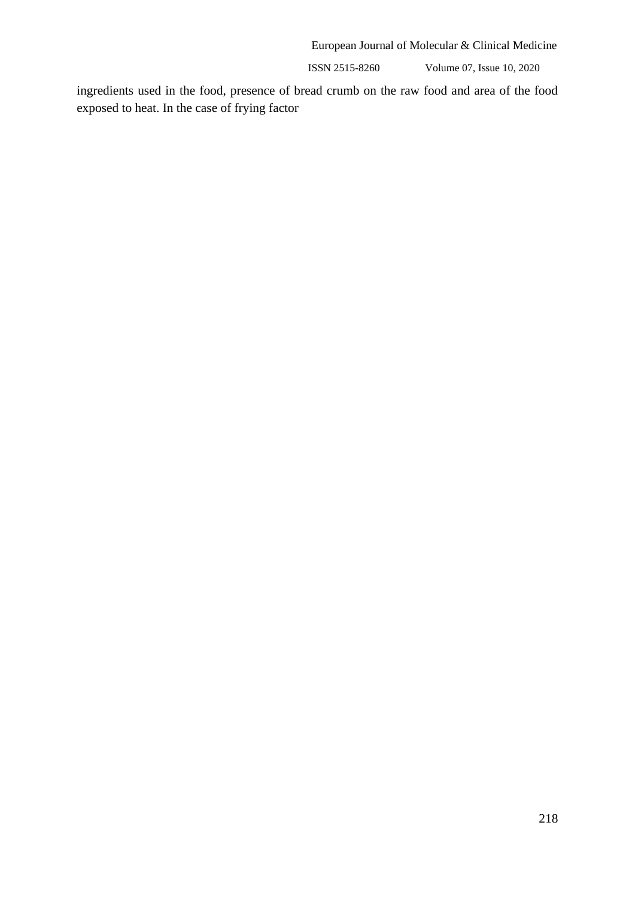ingredients used in the food, presence of bread crumb on the raw food and area of the food exposed to heat. In the case of frying factor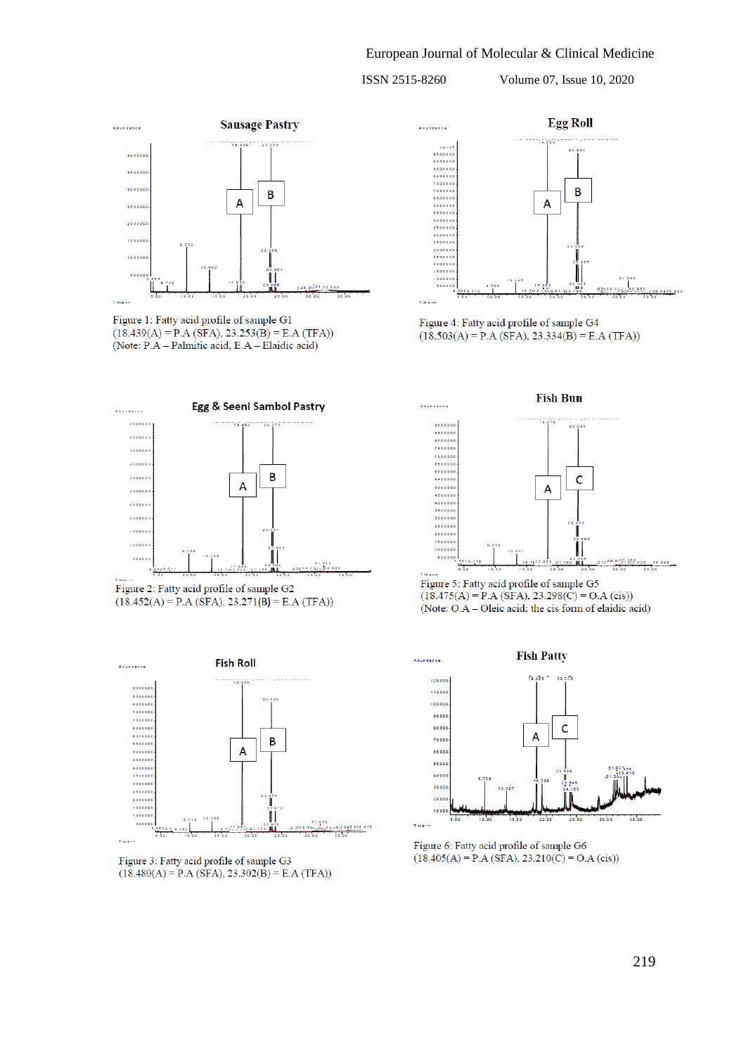Figure 1: Fatty acid profile of sample G1
(18.439(A) = P.A (SFA), 23.253(B) = E.A (TFA))
(Note: P.A – Palmitic acid, E.A – Elaidic acid)

Figure 4: Fatty acid profile of sample G4
(18.503(A) = P.A (SFA), 23.334(B) = E.A (TFA))

Figure 2: Fatty acid profile of sample G2
(18.452(A) = P.A (SFA), 23.271(B) = E.A (TFA))

Figure 5: Fatty acid profile of sample G5
(18.475(A) = P.A (SFA), 23.298(C) = O.A (cis))
(Note: O.A – Oleic acid; the cis form of elaidic acid)

Figure 3: Fatty acid profile of sample G3
(18.480(A) = P.A (SFA), 23.302(B) = E.A (TFA))

Figure 6: Fatty acid profile of sample G6
(18.405(A) = P.A (SFA), 23.210(C) = O.A (cis))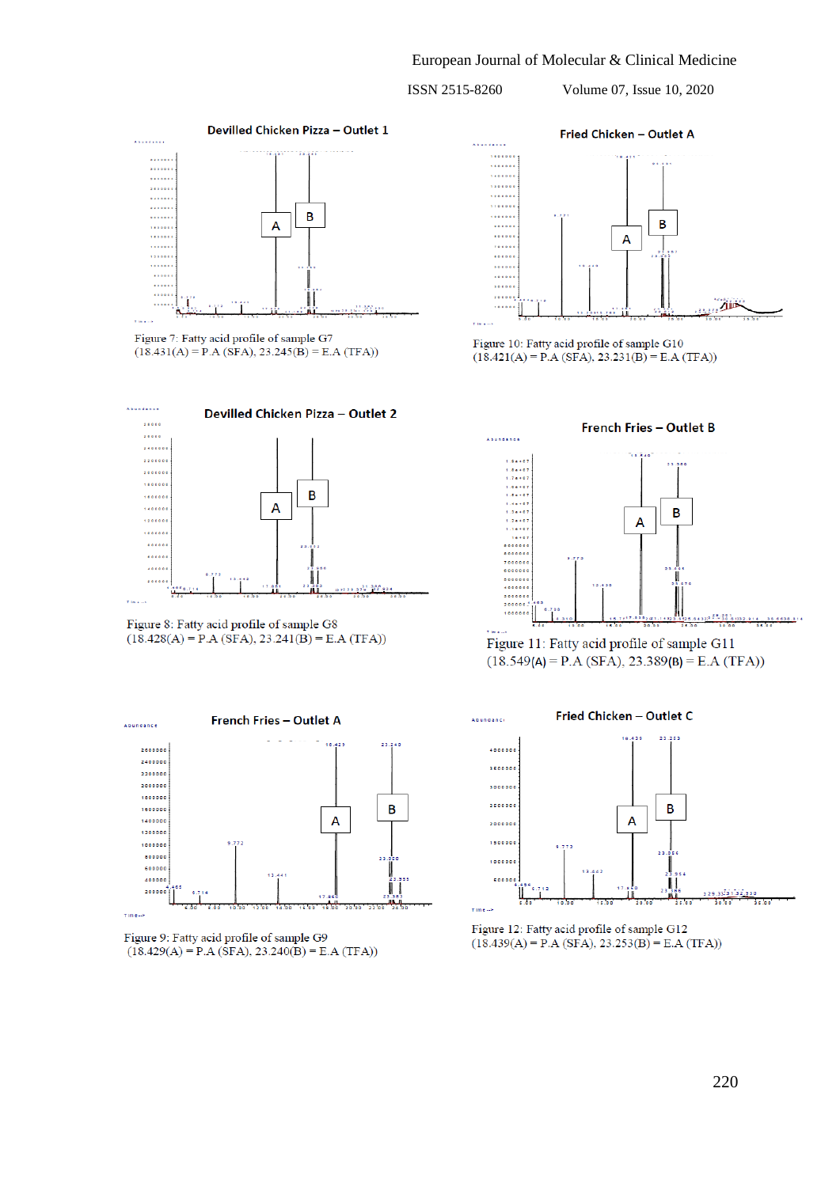**Devilled Chicken Pizza – Outlet 1**

Figure 7: Fatty acid profile of sample G7 (18.431(A) = P.A (SFA), 23.245(B) = E.A (TFA))

**Fried Chicken – Outlet A**

Figure 10: Fatty acid profile of sample G10 (18.421(A) = P.A (SFA), 23.231(B) = E.A (TFA))

**Devilled Chicken Pizza – Outlet 2**

Figure 8: Fatty acid profile of sample G8 (18.428(A) = P.A (SFA), 23.241(B) = E.A (TFA))

**French Fries – Outlet B**

Figure 11: Fatty acid profile of sample G11 (18.549(A) = P.A (SFA), 23.389(B) = E.A (TFA))

**French Fries – Outlet A**

Figure 9: Fatty acid profile of sample G9 (18.429(A) = P.A (SFA), 23.240(B) = E.A (TFA))

**Fried Chicken – Outlet C**

Figure 12: Fatty acid profile of sample G12 (18.439(A) = P.A (SFA), 23.253(B) = E.A (TFA))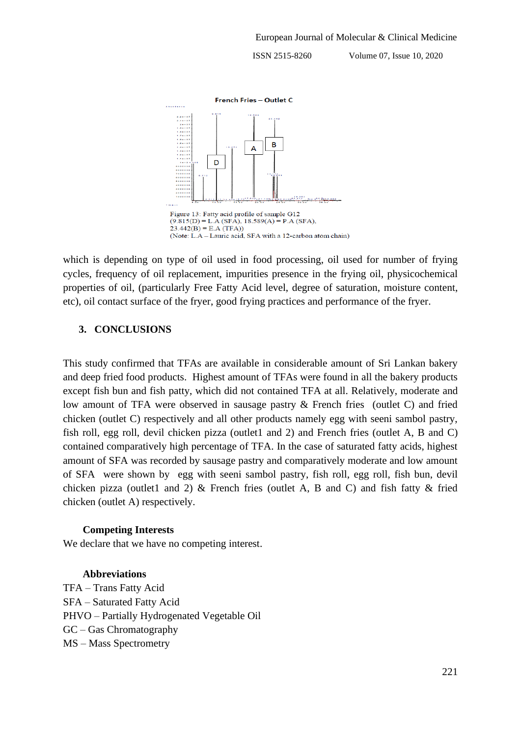French Fries – Outlet C

Figure 13: Fatty acid profile of sample G12
(9.815(D) = L.A (SFA), 18.589(A) = P.A (SFA), 23.442(B) = E.A (TFA))
(Note: L.A – Lauric acid, SFA with a 12-carbon atom chain)

which is depending on type of oil used in food processing, oil used for number of frying cycles, frequency of oil replacement, impurities presence in the frying oil, physicochemical properties of oil, (particularly Free Fatty Acid level, degree of saturation, moisture content, etc), oil contact surface of the fryer, good frying practices and performance of the fryer.

## 3. CONCLUSIONS

This study confirmed that TFAs are available in considerable amount of Sri Lankan bakery and deep fried food products. Highest amount of TFAs were found in all the bakery products except fish bun and fish patty, which did not contained TFA at all. Relatively, moderate and low amount of TFA were observed in sausage pastry & French fries (outlet C) and fried chicken (outlet C) respectively and all other products namely egg with seeni sambol pastry, fish roll, egg roll, devil chicken pizza (outlet1 and 2) and French fries (outlet A, B and C) contained comparatively high percentage of TFA. In the case of saturated fatty acids, highest amount of SFA was recorded by sausage pastry and comparatively moderate and low amount of SFA were shown by egg with seeni sambol pastry, fish roll, egg roll, fish bun, devil chicken pizza (outlet1 and 2) & French fries (outlet A, B and C) and fish fatty & fried chicken (outlet A) respectively.

**Competing Interests**

We declare that we have no competing interest.

**Abbreviations**

TFA – Trans Fatty Acid
SFA – Saturated Fatty Acid
PHVO – Partially Hydrogenated Vegetable Oil
GC – Gas Chromatography
MS – Mass Spectrometry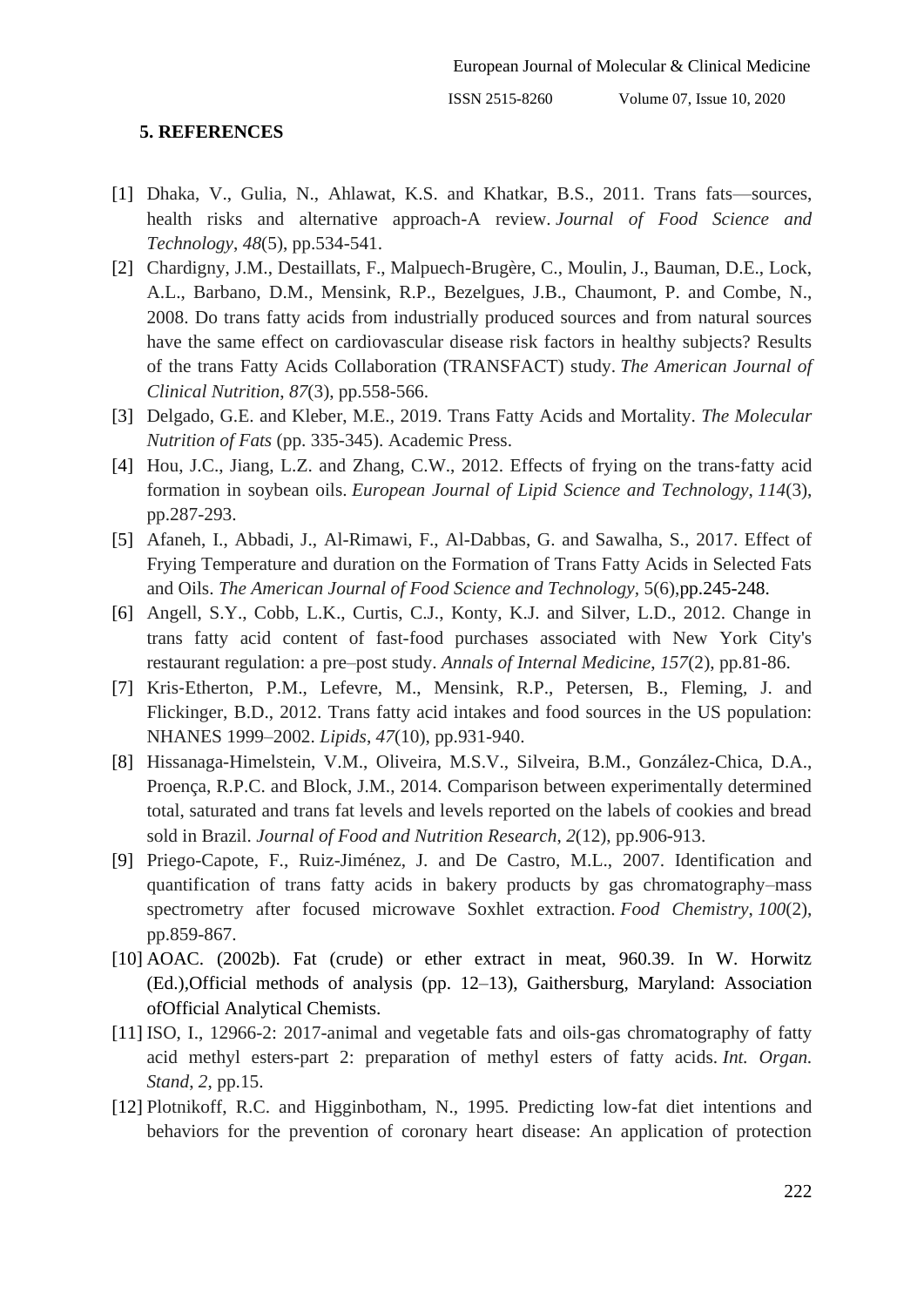## 5. REFERENCES

[1] Dhaka, V., Gulia, N., Ahlawat, K.S. and Khatkar, B.S., 2011. Trans fats—sources, health risks and alternative approach-A review. *Journal of Food Science and Technology*, *48*(5), pp.534-541.

[2] Chardigny, J.M., Destaillats, F., Malpuech-Brugère, C., Moulin, J., Bauman, D.E., Lock, A.L., Barbano, D.M., Mensink, R.P., Bezelgues, J.B., Chaumont, P. and Combe, N., 2008. Do trans fatty acids from industrially produced sources and from natural sources have the same effect on cardiovascular disease risk factors in healthy subjects? Results of the trans Fatty Acids Collaboration (TRANSFACT) study. *The American Journal of Clinical Nutrition*, *87*(3), pp.558-566.

[3] Delgado, G.E. and Kleber, M.E., 2019. Trans Fatty Acids and Mortality. *The Molecular Nutrition of Fats* (pp. 335-345). Academic Press.

[4] Hou, J.C., Jiang, L.Z. and Zhang, C.W., 2012. Effects of frying on the trans‐fatty acid formation in soybean oils. *European Journal of Lipid Science and Technology*, *114*(3), pp.287-293.

[5] Afaneh, I., Abbadi, J., Al-Rimawi, F., Al-Dabbas, G. and Sawalha, S., 2017. Effect of Frying Temperature and duration on the Formation of Trans Fatty Acids in Selected Fats and Oils. *The American Journal of Food Science and Technology*, 5(6),pp.245-248.

[6] Angell, S.Y., Cobb, L.K., Curtis, C.J., Konty, K.J. and Silver, L.D., 2012. Change in trans fatty acid content of fast-food purchases associated with New York City's restaurant regulation: a pre–post study. *Annals of Internal Medicine*, *157*(2), pp.81-86.

[7] Kris‐Etherton, P.M., Lefevre, M., Mensink, R.P., Petersen, B., Fleming, J. and Flickinger, B.D., 2012. Trans fatty acid intakes and food sources in the US population: NHANES 1999–2002. *Lipids*, *47*(10), pp.931-940.

[8] Hissanaga-Himelstein, V.M., Oliveira, M.S.V., Silveira, B.M., González-Chica, D.A., Proença, R.P.C. and Block, J.M., 2014. Comparison between experimentally determined total, saturated and trans fat levels and levels reported on the labels of cookies and bread sold in Brazil. *Journal of Food and Nutrition Research*, *2*(12), pp.906-913.

[9] Priego-Capote, F., Ruiz-Jiménez, J. and De Castro, M.L., 2007. Identification and quantification of trans fatty acids in bakery products by gas chromatography–mass spectrometry after focused microwave Soxhlet extraction. *Food Chemistry*, *100*(2), pp.859-867.

[10] AOAC. (2002b). Fat (crude) or ether extract in meat, 960.39. In W. Horwitz (Ed.),Official methods of analysis (pp. 12–13), Gaithersburg, Maryland: Association ofOfficial Analytical Chemists.

[11] ISO, I., 12966-2: 2017-animal and vegetable fats and oils-gas chromatography of fatty acid methyl esters-part 2: preparation of methyl esters of fatty acids. *Int. Organ. Stand*, *2*, pp.15.

[12] Plotnikoff, R.C. and Higginbotham, N., 1995. Predicting low-fat diet intentions and behaviors for the prevention of coronary heart disease: An application of protection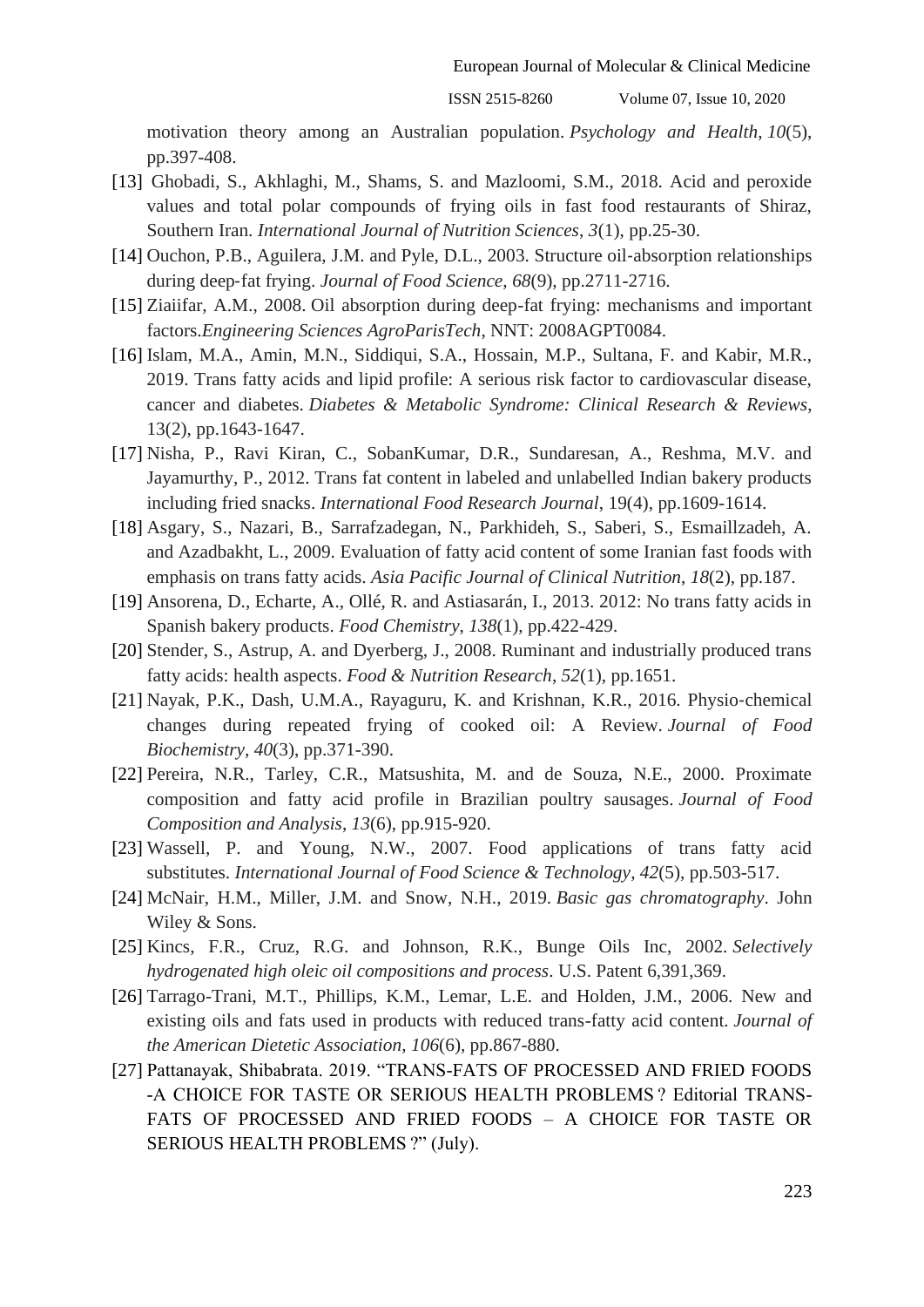motivation theory among an Australian population. *Psychology and Health*, *10*(5), pp.397-408.

[13] Ghobadi, S., Akhlaghi, M., Shams, S. and Mazloomi, S.M., 2018. Acid and peroxide values and total polar compounds of frying oils in fast food restaurants of Shiraz, Southern Iran. *International Journal of Nutrition Sciences*, *3*(1), pp.25-30.

[14] Ouchon, P.B., Aguilera, J.M. and Pyle, D.L., 2003. Structure oil‐absorption relationships during deep‐fat frying. *Journal of Food Science*, *68*(9), pp.2711-2716.

[15] Ziaiifar, A.M., 2008. Oil absorption during deep-fat frying: mechanisms and important factors.*Engineering Sciences AgroParisTech*, NNT: 2008AGPT0084.

[16] Islam, M.A., Amin, M.N., Siddiqui, S.A., Hossain, M.P., Sultana, F. and Kabir, M.R., 2019. Trans fatty acids and lipid profile: A serious risk factor to cardiovascular disease, cancer and diabetes. *Diabetes & Metabolic Syndrome: Clinical Research & Reviews*, 13(2), pp.1643-1647.

[17] Nisha, P., Ravi Kiran, C., SobanKumar, D.R., Sundaresan, A., Reshma, M.V. and Jayamurthy, P., 2012. Trans fat content in labeled and unlabelled Indian bakery products including fried snacks. *International Food Research Journal*, 19(4), pp.1609-1614.

[18] Asgary, S., Nazari, B., Sarrafzadegan, N., Parkhideh, S., Saberi, S., Esmaillzadeh, A. and Azadbakht, L., 2009. Evaluation of fatty acid content of some Iranian fast foods with emphasis on trans fatty acids. *Asia Pacific Journal of Clinical Nutrition*, *18*(2), pp.187.

[19] Ansorena, D., Echarte, A., Ollé, R. and Astiasarán, I., 2013. 2012: No trans fatty acids in Spanish bakery products. *Food Chemistry*, *138*(1), pp.422-429.

[20] Stender, S., Astrup, A. and Dyerberg, J., 2008. Ruminant and industrially produced trans fatty acids: health aspects. *Food & Nutrition Research*, *52*(1), pp.1651.

[21] Nayak, P.K., Dash, U.M.A., Rayaguru, K. and Krishnan, K.R., 2016. Physio‐chemical changes during repeated frying of cooked oil: A Review. *Journal of Food Biochemistry*, *40*(3), pp.371-390.

[22] Pereira, N.R., Tarley, C.R., Matsushita, M. and de Souza, N.E., 2000. Proximate composition and fatty acid profile in Brazilian poultry sausages. *Journal of Food Composition and Analysis*, *13*(6), pp.915-920.

[23] Wassell, P. and Young, N.W., 2007. Food applications of trans fatty acid substitutes. *International Journal of Food Science & Technology*, *42*(5), pp.503-517.

[24] McNair, H.M., Miller, J.M. and Snow, N.H., 2019. *Basic gas chromatography*. John Wiley & Sons.

[25] Kincs, F.R., Cruz, R.G. and Johnson, R.K., Bunge Oils Inc, 2002. *Selectively hydrogenated high oleic oil compositions and process*. U.S. Patent 6,391,369.

[26] Tarrago-Trani, M.T., Phillips, K.M., Lemar, L.E. and Holden, J.M., 2006. New and existing oils and fats used in products with reduced trans-fatty acid content. *Journal of the American Dietetic Association*, *106*(6), pp.867-880.

[27] Pattanayak, Shibabrata. 2019. "TRANS-FATS OF PROCESSED AND FRIED FOODS -A CHOICE FOR TASTE OR SERIOUS HEALTH PROBLEMS ? Editorial TRANS-FATS OF PROCESSED AND FRIED FOODS – A CHOICE FOR TASTE OR SERIOUS HEALTH PROBLEMS ?" (July).